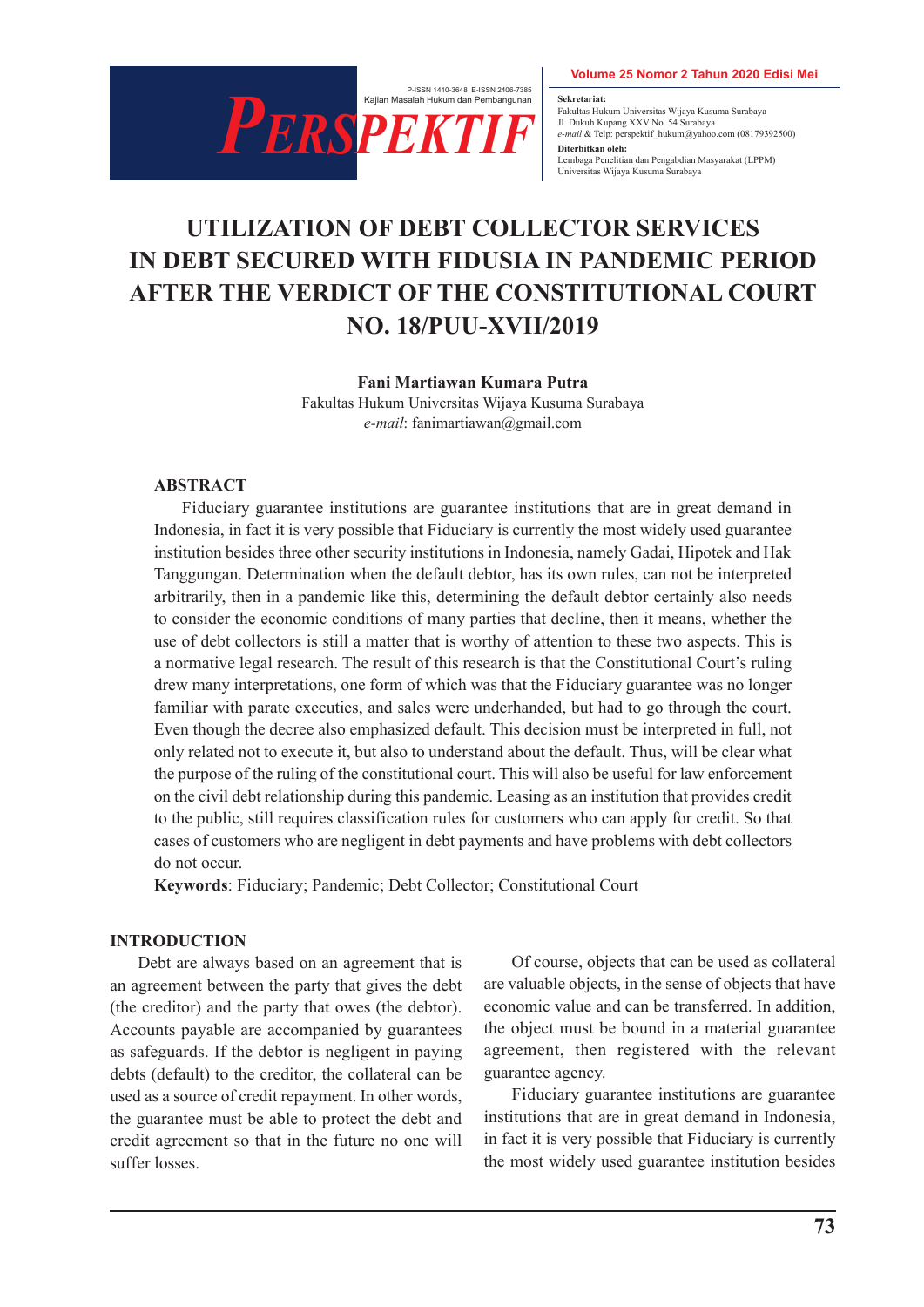# UTILIZATION OF DEBT COLLECTOR SERVICES IN DEBT SECURED WITH FIDUSIA IN PANDEMIC PERIOD AFTER THE VERDICT OF THE CONSTITUTIONAL COURT NO. 18/PUU-XVII/2019

**Fani Martiawan Kumara Putra**

Fakultas Hukum Universitas Wijaya Kusuma Surabaya

*e-mail*: fanimartiawan@gmail.com

## ABSTRACT

Fiduciary guarantee institutions are guarantee institutions that are in great demand in Indonesia, in fact it is very possible that Fiduciary is currently the most widely used guarantee institution besides three other security institutions in Indonesia, namely Gadai, Hipotek and Hak Tanggungan. Determination when the default debtor, has its own rules, can not be interpreted arbitrarily, then in a pandemic like this, determining the default debtor certainly also needs to consider the economic conditions of many parties that decline, then it means, whether the use of debt collectors is still a matter that is worthy of attention to these two aspects. This is a normative legal research. The result of this research is that the Constitutional Court's ruling drew many interpretations, one form of which was that the Fiduciary guarantee was no longer familiar with parate executies, and sales were underhanded, but had to go through the court. Even though the decree also emphasized default. This decision must be interpreted in full, not only related not to execute it, but also to understand about the default. Thus, will be clear what the purpose of the ruling of the constitutional court. This will also be useful for law enforcement on the civil debt relationship during this pandemic. Leasing as an institution that provides credit to the public, still requires classification rules for customers who can apply for credit. So that cases of customers who are negligent in debt payments and have problems with debt collectors do not occur.

**Keywords**: Fiduciary; Pandemic; Debt Collector; Constitutional Court

## INTRODUCTION

Debt are always based on an agreement that is an agreement between the party that gives the debt (the creditor) and the party that owes (the debtor). Accounts payable are accompanied by guarantees as safeguards. If the debtor is negligent in paying debts (default) to the creditor, the collateral can be used as a source of credit repayment. In other words, the guarantee must be able to protect the debt and credit agreement so that in the future no one will suffer losses.

Of course, objects that can be used as collateral are valuable objects, in the sense of objects that have economic value and can be transferred. In addition, the object must be bound in a material guarantee agreement, then registered with the relevant guarantee agency.

Fiduciary guarantee institutions are guarantee institutions that are in great demand in Indonesia, in fact it is very possible that Fiduciary is currently the most widely used guarantee institution besides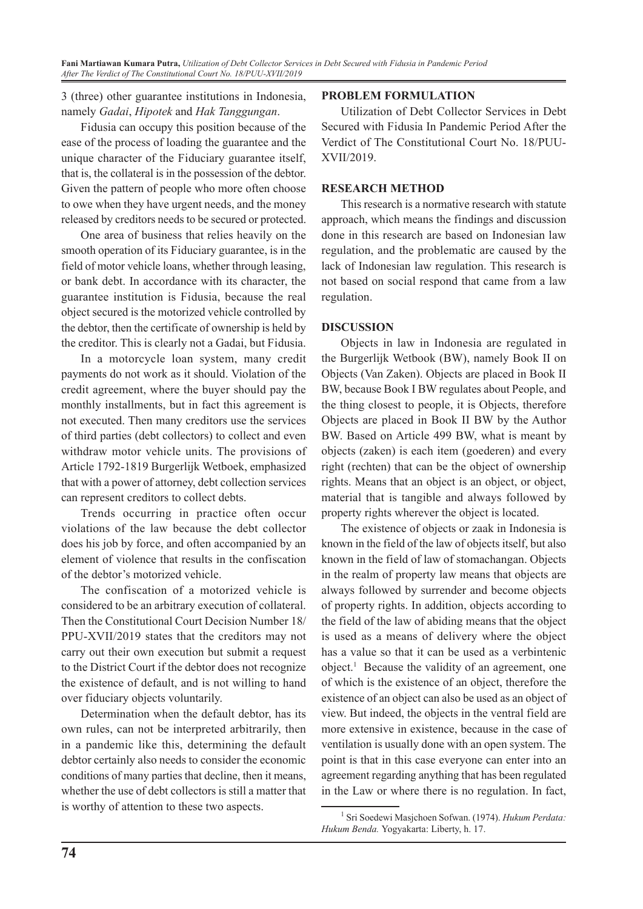3 (three) other guarantee institutions in Indonesia, namely *Gadai*, *Hipotek* and *Hak Tanggungan*.

Fidusia can occupy this position because of the ease of the process of loading the guarantee and the unique character of the Fiduciary guarantee itself, that is, the collateral is in the possession of the debtor. Given the pattern of people who more often choose to owe when they have urgent needs, and the money released by creditors needs to be secured or protected.

One area of business that relies heavily on the smooth operation of its Fiduciary guarantee, is in the field of motor vehicle loans, whether through leasing, or bank debt. In accordance with its character, the guarantee institution is Fidusia, because the real object secured is the motorized vehicle controlled by the debtor, then the certificate of ownership is held by the creditor. This is clearly not a Gadai, but Fidusia.

In a motorcycle loan system, many credit payments do not work as it should. Violation of the credit agreement, where the buyer should pay the monthly installments, but in fact this agreement is not executed. Then many creditors use the services of third parties (debt collectors) to collect and even withdraw motor vehicle units. The provisions of Article 1792-1819 Burgerlijk Wetboek, emphasized that with a power of attorney, debt collection services can represent creditors to collect debts.

Trends occurring in practice often occur violations of the law because the debt collector does his job by force, and often accompanied by an element of violence that results in the confiscation of the debtor's motorized vehicle.

The confiscation of a motorized vehicle is considered to be an arbitrary execution of collateral. Then the Constitutional Court Decision Number 18/PPU-XVII/2019 states that the creditors may not carry out their own execution but submit a request to the District Court if the debtor does not recognize the existence of default, and is not willing to hand over fiduciary objects voluntarily.

Determination when the default debtor, has its own rules, can not be interpreted arbitrarily, then in a pandemic like this, determining the default debtor certainly also needs to consider the economic conditions of many parties that decline, then it means, whether the use of debt collectors is still a matter that is worthy of attention to these two aspects.

## PROBLEM FORMULATION

Utilization of Debt Collector Services in Debt Secured with Fidusia In Pandemic Period After the Verdict of The Constitutional Court No. 18/PUU-XVII/2019.

## RESEARCH METHOD

This research is a normative research with statute approach, which means the findings and discussion done in this research are based on Indonesian law regulation, and the problematic are caused by the lack of Indonesian law regulation. This research is not based on social respond that came from a law regulation.

## DISCUSSION

Objects in law in Indonesia are regulated in the Burgerlijk Wetbook (BW), namely Book II on Objects (Van Zaken). Objects are placed in Book II BW, because Book I BW regulates about People, and the thing closest to people, it is Objects, therefore Objects are placed in Book II BW by the Author BW. Based on Article 499 BW, what is meant by objects (zaken) is each item (goederen) and every right (rechten) that can be the object of ownership rights. Means that an object is an object, or object, material that is tangible and always followed by property rights wherever the object is located.

The existence of objects or zaak in Indonesia is known in the field of the law of objects itself, but also known in the field of law of stomachangan. Objects in the realm of property law means that objects are always followed by surrender and become objects of property rights. In addition, objects according to the field of the law of abiding means that the object is used as a means of delivery where the object has a value so that it can be used as a verbintenic object.[1] Because the validity of an agreement, one of which is the existence of an object, therefore the existence of an object can also be used as an object of view. But indeed, the objects in the ventral field are more extensive in existence, because in the case of ventilation is usually done with an open system. The point is that in this case everyone can enter into an agreement regarding anything that has been regulated in the Law or where there is no regulation. In fact,

---

[1] Sri Soedewi Masjchoen Sofwan. (1974). *Hukum Perdata: Hukum Benda.* Yogyakarta: Liberty, h. 17.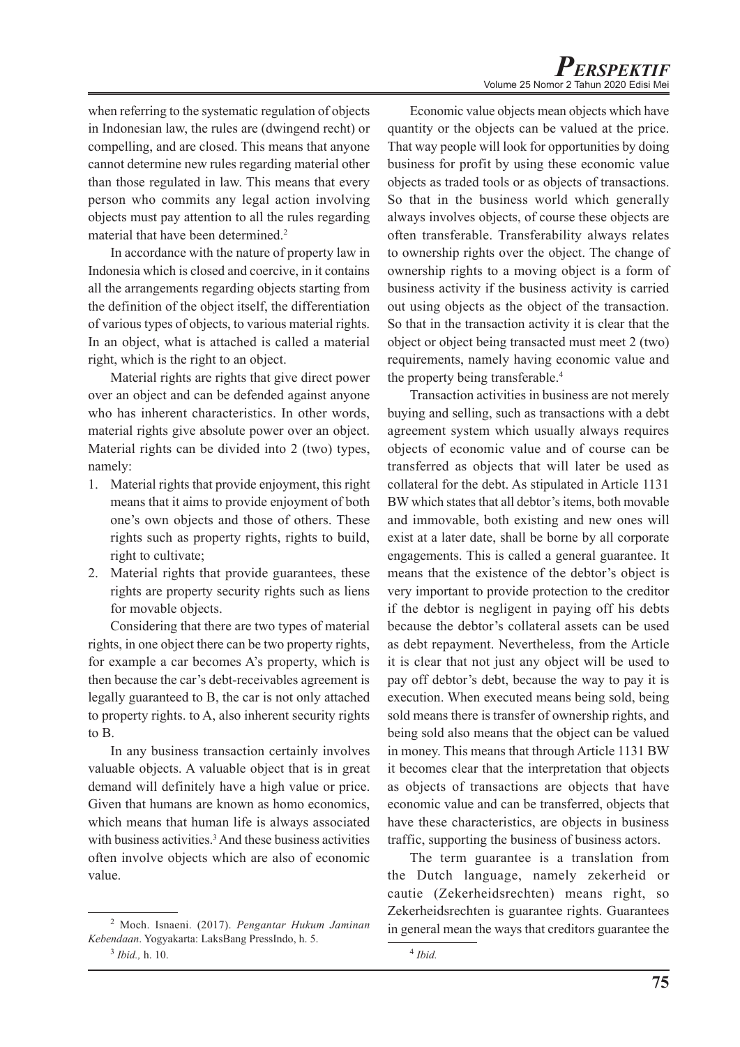when referring to the systematic regulation of objects in Indonesian law, the rules are (dwingend recht) or compelling, and are closed. This means that anyone cannot determine new rules regarding material other than those regulated in law. This means that every person who commits any legal action involving objects must pay attention to all the rules regarding material that have been determined.[2]

In accordance with the nature of property law in Indonesia which is closed and coercive, in it contains all the arrangements regarding objects starting from the definition of the object itself, the differentiation of various types of objects, to various material rights. In an object, what is attached is called a material right, which is the right to an object.

Material rights are rights that give direct power over an object and can be defended against anyone who has inherent characteristics. In other words, material rights give absolute power over an object. Material rights can be divided into 2 (two) types, namely:

1. Material rights that provide enjoyment, this right means that it aims to provide enjoyment of both one's own objects and those of others. These rights such as property rights, rights to build, right to cultivate;
2. Material rights that provide guarantees, these rights are property security rights such as liens for movable objects.

Considering that there are two types of material rights, in one object there can be two property rights, for example a car becomes A's property, which is then because the car's debt-receivables agreement is legally guaranteed to B, the car is not only attached to property rights. to A, also inherent security rights to B.

In any business transaction certainly involves valuable objects. A valuable object that is in great demand will definitely have a high value or price. Given that humans are known as homo economics, which means that human life is always associated with business activities.[3] And these business activities often involve objects which are also of economic value.

Economic value objects mean objects which have quantity or the objects can be valued at the price. That way people will look for opportunities by doing business for profit by using these economic value objects as traded tools or as objects of transactions. So that in the business world which generally always involves objects, of course these objects are often transferable. Transferability always relates to ownership rights over the object. The change of ownership rights to a moving object is a form of business activity if the business activity is carried out using objects as the object of the transaction. So that in the transaction activity it is clear that the object or object being transacted must meet 2 (two) requirements, namely having economic value and the property being transferable.[4]

Transaction activities in business are not merely buying and selling, such as transactions with a debt agreement system which usually always requires objects of economic value and of course can be transferred as objects that will later be used as collateral for the debt. As stipulated in Article 1131 BW which states that all debtor's items, both movable and immovable, both existing and new ones will exist at a later date, shall be borne by all corporate engagements. This is called a general guarantee. It means that the existence of the debtor's object is very important to provide protection to the creditor if the debtor is negligent in paying off his debts because the debtor's collateral assets can be used as debt repayment. Nevertheless, from the Article it is clear that not just any object will be used to pay off debtor's debt, because the way to pay it is execution. When executed means being sold, being sold means there is transfer of ownership rights, and being sold also means that the object can be valued in money. This means that through Article 1131 BW it becomes clear that the interpretation that objects as objects of transactions are objects that have economic value and can be transferred, objects that have these characteristics, are objects in business traffic, supporting the business of business actors.

The term guarantee is a translation from the Dutch language, namely zekerheid or cautie (Zekerheidsrechten) means right, so Zekerheidsrechten is guarantee rights. Guarantees in general mean the ways that creditors guarantee the

---

[2] Moch. Isnaeni. (2017). *Pengantar Hukum Jaminan Kebendaan*. Yogyakarta: LaksBang PressIndo, h. 5.

[3] *Ibid.,* h. 10.

[4] *Ibid.*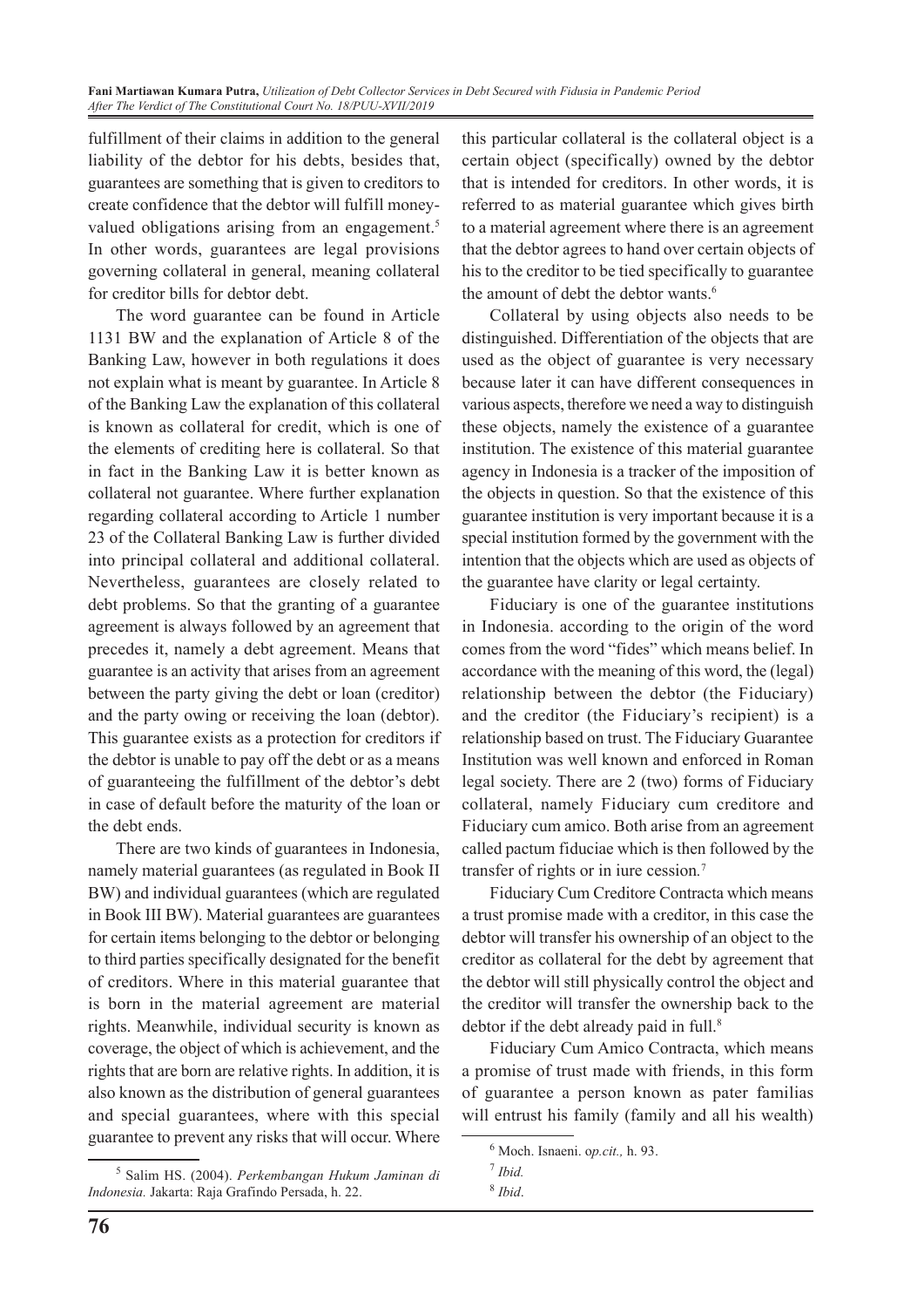fulfillment of their claims in addition to the general liability of the debtor for his debts, besides that, guarantees are something that is given to creditors to create confidence that the debtor will fulfill money-valued obligations arising from an engagement.[5] In other words, guarantees are legal provisions governing collateral in general, meaning collateral for creditor bills for debtor debt.

The word guarantee can be found in Article 1131 BW and the explanation of Article 8 of the Banking Law, however in both regulations it does not explain what is meant by guarantee. In Article 8 of the Banking Law the explanation of this collateral is known as collateral for credit, which is one of the elements of crediting here is collateral. So that in fact in the Banking Law it is better known as collateral not guarantee. Where further explanation regarding collateral according to Article 1 number 23 of the Collateral Banking Law is further divided into principal collateral and additional collateral. Nevertheless, guarantees are closely related to debt problems. So that the granting of a guarantee agreement is always followed by an agreement that precedes it, namely a debt agreement. Means that guarantee is an activity that arises from an agreement between the party giving the debt or loan (creditor) and the party owing or receiving the loan (debtor). This guarantee exists as a protection for creditors if the debtor is unable to pay off the debt or as a means of guaranteeing the fulfillment of the debtor's debt in case of default before the maturity of the loan or the debt ends.

There are two kinds of guarantees in Indonesia, namely material guarantees (as regulated in Book II BW) and individual guarantees (which are regulated in Book III BW). Material guarantees are guarantees for certain items belonging to the debtor or belonging to third parties specifically designated for the benefit of creditors. Where in this material guarantee that is born in the material agreement are material rights. Meanwhile, individual security is known as coverage, the object of which is achievement, and the rights that are born are relative rights. In addition, it is also known as the distribution of general guarantees and special guarantees, where with this special guarantee to prevent any risks that will occur. Where this particular collateral is the collateral object is a certain object (specifically) owned by the debtor that is intended for creditors. In other words, it is referred to as material guarantee which gives birth to a material agreement where there is an agreement that the debtor agrees to hand over certain objects of his to the creditor to be tied specifically to guarantee the amount of debt the debtor wants.[6]

Collateral by using objects also needs to be distinguished. Differentiation of the objects that are used as the object of guarantee is very necessary because later it can have different consequences in various aspects, therefore we need a way to distinguish these objects, namely the existence of a guarantee institution. The existence of this material guarantee agency in Indonesia is a tracker of the imposition of the objects in question. So that the existence of this guarantee institution is very important because it is a special institution formed by the government with the intention that the objects which are used as objects of the guarantee have clarity or legal certainty.

Fiduciary is one of the guarantee institutions in Indonesia. according to the origin of the word comes from the word "fides" which means belief. In accordance with the meaning of this word, the (legal) relationship between the debtor (the Fiduciary) and the creditor (the Fiduciary's recipient) is a relationship based on trust. The Fiduciary Guarantee Institution was well known and enforced in Roman legal society. There are 2 (two) forms of Fiduciary collateral, namely Fiduciary cum creditore and Fiduciary cum amico. Both arise from an agreement called pactum fiduciae which is then followed by the transfer of rights or in iure cession.[7]

Fiduciary Cum Creditore Contracta which means a trust promise made with a creditor, in this case the debtor will transfer his ownership of an object to the creditor as collateral for the debt by agreement that the debtor will still physically control the object and the creditor will transfer the ownership back to the debtor if the debt already paid in full.[8]

Fiduciary Cum Amico Contracta, which means a promise of trust made with friends, in this form of guarantee a person known as pater familias will entrust his family (family and all his wealth)

---

[5] Salim HS. (2004). *Perkembangan Hukum Jaminan di Indonesia.* Jakarta: Raja Grafindo Persada, h. 22.

[6] Moch. Isnaeni. o*p.cit.,* h. 93.

[7] *Ibid.*

[8] *Ibid*.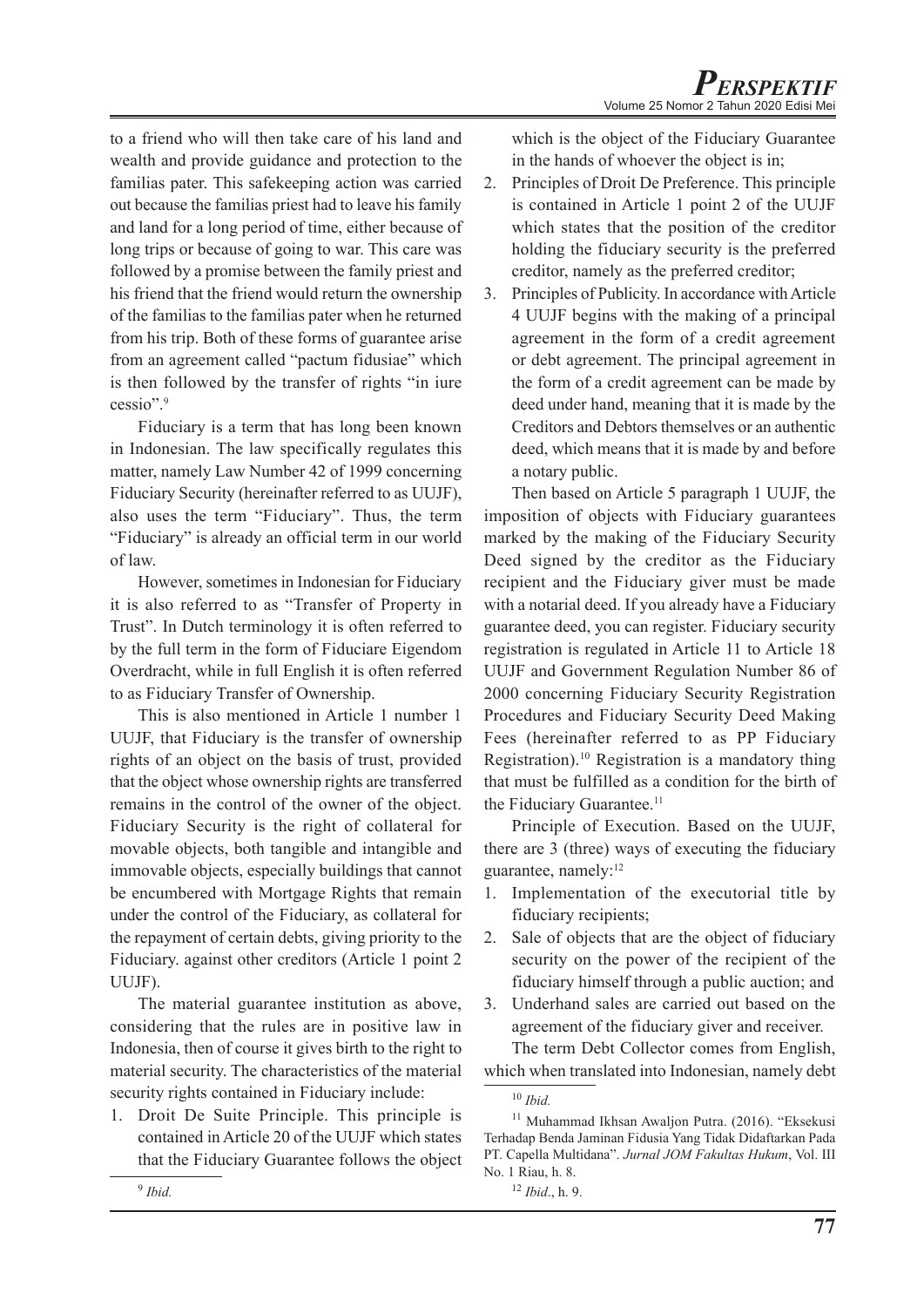to a friend who will then take care of his land and wealth and provide guidance and protection to the familias pater. This safekeeping action was carried out because the familias priest had to leave his family and land for a long period of time, either because of long trips or because of going to war. This care was followed by a promise between the family priest and his friend that the friend would return the ownership of the familias to the familias pater when he returned from his trip. Both of these forms of guarantee arise from an agreement called "pactum fidusiae" which is then followed by the transfer of rights "in iure cessio".[9]

Fiduciary is a term that has long been known in Indonesian. The law specifically regulates this matter, namely Law Number 42 of 1999 concerning Fiduciary Security (hereinafter referred to as UUJF), also uses the term "Fiduciary". Thus, the term "Fiduciary" is already an official term in our world of law.

However, sometimes in Indonesian for Fiduciary it is also referred to as "Transfer of Property in Trust". In Dutch terminology it is often referred to by the full term in the form of Fiduciare Eigendom Overdracht, while in full English it is often referred to as Fiduciary Transfer of Ownership.

This is also mentioned in Article 1 number 1 UUJF, that Fiduciary is the transfer of ownership rights of an object on the basis of trust, provided that the object whose ownership rights are transferred remains in the control of the owner of the object. Fiduciary Security is the right of collateral for movable objects, both tangible and intangible and immovable objects, especially buildings that cannot be encumbered with Mortgage Rights that remain under the control of the Fiduciary, as collateral for the repayment of certain debts, giving priority to the Fiduciary. against other creditors (Article 1 point 2 UUJF).

The material guarantee institution as above, considering that the rules are in positive law in Indonesia, then of course it gives birth to the right to material security. The characteristics of the material security rights contained in Fiduciary include:

1. Droit De Suite Principle. This principle is contained in Article 20 of the UUJF which states that the Fiduciary Guarantee follows the object which is the object of the Fiduciary Guarantee in the hands of whoever the object is in;
2. Principles of Droit De Preference. This principle is contained in Article 1 point 2 of the UUJF which states that the position of the creditor holding the fiduciary security is the preferred creditor, namely as the preferred creditor;
3. Principles of Publicity. In accordance with Article 4 UUJF begins with the making of a principal agreement in the form of a credit agreement or debt agreement. The principal agreement in the form of a credit agreement can be made by deed under hand, meaning that it is made by the Creditors and Debtors themselves or an authentic deed, which means that it is made by and before a notary public.

Then based on Article 5 paragraph 1 UUJF, the imposition of objects with Fiduciary guarantees marked by the making of the Fiduciary Security Deed signed by the creditor as the Fiduciary recipient and the Fiduciary giver must be made with a notarial deed. If you already have a Fiduciary guarantee deed, you can register. Fiduciary security registration is regulated in Article 11 to Article 18 UUJF and Government Regulation Number 86 of 2000 concerning Fiduciary Security Registration Procedures and Fiduciary Security Deed Making Fees (hereinafter referred to as PP Fiduciary Registration).[10] Registration is a mandatory thing that must be fulfilled as a condition for the birth of the Fiduciary Guarantee.[11]

Principle of Execution. Based on the UUJF, there are 3 (three) ways of executing the fiduciary guarantee, namely:[12]

1. Implementation of the executorial title by fiduciary recipients;
2. Sale of objects that are the object of fiduciary security on the power of the recipient of the fiduciary himself through a public auction; and
3. Underhand sales are carried out based on the agreement of the fiduciary giver and receiver.

The term Debt Collector comes from English, which when translated into Indonesian, namely debt

---

[9] *Ibid.*

[10] *Ibid.*

[11] Muhammad Ikhsan Awaljon Putra. (2016). "Eksekusi Terhadap Benda Jaminan Fidusia Yang Tidak Didaftarkan Pada PT. Capella Multidana". *Jurnal JOM Fakultas Hukum*, Vol. III No. 1 Riau, h. 8.

[12] *Ibid.*, h. 9.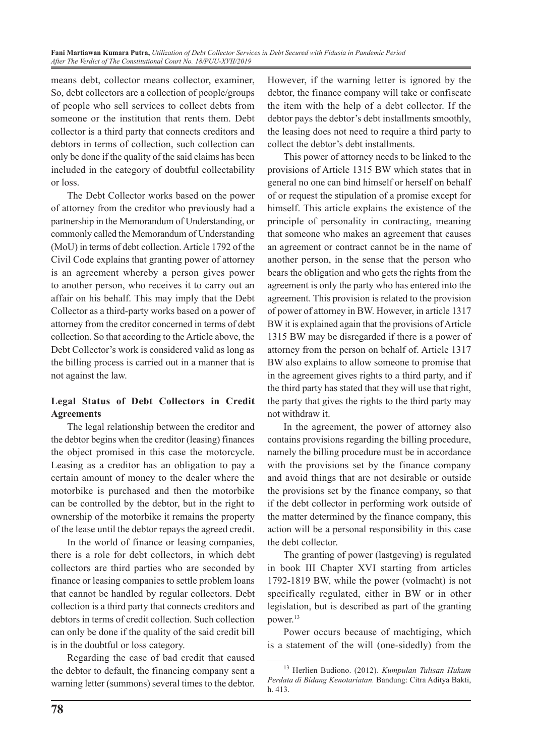means debt, collector means collector, examiner, So, debt collectors are a collection of people/groups of people who sell services to collect debts from someone or the institution that rents them. Debt collector is a third party that connects creditors and debtors in terms of collection, such collection can only be done if the quality of the said claims has been included in the category of doubtful collectability or loss.

The Debt Collector works based on the power of attorney from the creditor who previously had a partnership in the Memorandum of Understanding, or commonly called the Memorandum of Understanding (MoU) in terms of debt collection. Article 1792 of the Civil Code explains that granting power of attorney is an agreement whereby a person gives power to another person, who receives it to carry out an affair on his behalf. This may imply that the Debt Collector as a third-party works based on a power of attorney from the creditor concerned in terms of debt collection. So that according to the Article above, the Debt Collector's work is considered valid as long as the billing process is carried out in a manner that is not against the law.

### Legal Status of Debt Collectors in Credit Agreements

The legal relationship between the creditor and the debtor begins when the creditor (leasing) finances the object promised in this case the motorcycle. Leasing as a creditor has an obligation to pay a certain amount of money to the dealer where the motorbike is purchased and then the motorbike can be controlled by the debtor, but in the right to ownership of the motorbike it remains the property of the lease until the debtor repays the agreed credit.

In the world of finance or leasing companies, there is a role for debt collectors, in which debt collectors are third parties who are seconded by finance or leasing companies to settle problem loans that cannot be handled by regular collectors. Debt collection is a third party that connects creditors and debtors in terms of credit collection. Such collection can only be done if the quality of the said credit bill is in the doubtful or loss category.

Regarding the case of bad credit that caused the debtor to default, the financing company sent a warning letter (summons) several times to the debtor. However, if the warning letter is ignored by the debtor, the finance company will take or confiscate the item with the help of a debt collector. If the debtor pays the debtor's debt installments smoothly, the leasing does not need to require a third party to collect the debtor's debt installments.

This power of attorney needs to be linked to the provisions of Article 1315 BW which states that in general no one can bind himself or herself on behalf of or request the stipulation of a promise except for himself. This article explains the existence of the principle of personality in contracting, meaning that someone who makes an agreement that causes an agreement or contract cannot be in the name of another person, in the sense that the person who bears the obligation and who gets the rights from the agreement is only the party who has entered into the agreement. This provision is related to the provision of power of attorney in BW. However, in article 1317 BW it is explained again that the provisions of Article 1315 BW may be disregarded if there is a power of attorney from the person on behalf of. Article 1317 BW also explains to allow someone to promise that in the agreement gives rights to a third party, and if the third party has stated that they will use that right, the party that gives the rights to the third party may not withdraw it.

In the agreement, the power of attorney also contains provisions regarding the billing procedure, namely the billing procedure must be in accordance with the provisions set by the finance company and avoid things that are not desirable or outside the provisions set by the finance company, so that if the debt collector in performing work outside of the matter determined by the finance company, this action will be a personal responsibility in this case the debt collector.

The granting of power (lastgeving) is regulated in book III Chapter XVI starting from articles 1792-1819 BW, while the power (volmacht) is not specifically regulated, either in BW or in other legislation, but is described as part of the granting power.[13]

Power occurs because of machtiging, which is a statement of the will (one-sidedly) from the

---

[13] Herlien Budiono. (2012). *Kumpulan Tulisan Hukum Perdata di Bidang Kenotariatan.* Bandung: Citra Aditya Bakti, h. 413.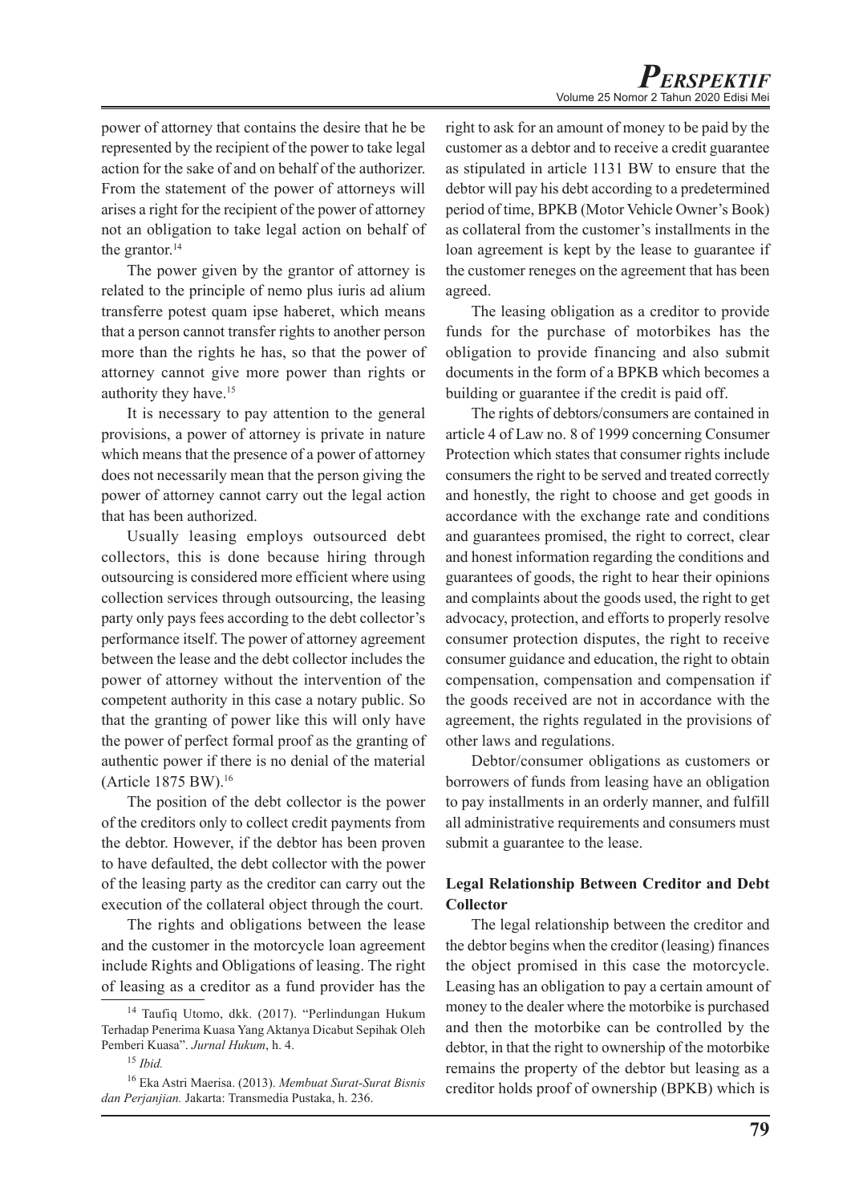power of attorney that contains the desire that he be represented by the recipient of the power to take legal action for the sake of and on behalf of the authorizer. From the statement of the power of attorneys will arises a right for the recipient of the power of attorney not an obligation to take legal action on behalf of the grantor.[14]

The power given by the grantor of attorney is related to the principle of nemo plus iuris ad alium transferre potest quam ipse haberet, which means that a person cannot transfer rights to another person more than the rights he has, so that the power of attorney cannot give more power than rights or authority they have.[15]

It is necessary to pay attention to the general provisions, a power of attorney is private in nature which means that the presence of a power of attorney does not necessarily mean that the person giving the power of attorney cannot carry out the legal action that has been authorized.

Usually leasing employs outsourced debt collectors, this is done because hiring through outsourcing is considered more efficient where using collection services through outsourcing, the leasing party only pays fees according to the debt collector's performance itself. The power of attorney agreement between the lease and the debt collector includes the power of attorney without the intervention of the competent authority in this case a notary public. So that the granting of power like this will only have the power of perfect formal proof as the granting of authentic power if there is no denial of the material (Article 1875 BW).[16]

The position of the debt collector is the power of the creditors only to collect credit payments from the debtor. However, if the debtor has been proven to have defaulted, the debt collector with the power of the leasing party as the creditor can carry out the execution of the collateral object through the court.

The rights and obligations between the lease and the customer in the motorcycle loan agreement include Rights and Obligations of leasing. The right of leasing as a creditor as a fund provider has the right to ask for an amount of money to be paid by the customer as a debtor and to receive a credit guarantee as stipulated in article 1131 BW to ensure that the debtor will pay his debt according to a predetermined period of time, BPKB (Motor Vehicle Owner's Book) as collateral from the customer's installments in the loan agreement is kept by the lease to guarantee if the customer reneges on the agreement that has been agreed.

The leasing obligation as a creditor to provide funds for the purchase of motorbikes has the obligation to provide financing and also submit documents in the form of a BPKB which becomes a building or guarantee if the credit is paid off.

The rights of debtors/consumers are contained in article 4 of Law no. 8 of 1999 concerning Consumer Protection which states that consumer rights include consumers the right to be served and treated correctly and honestly, the right to choose and get goods in accordance with the exchange rate and conditions and guarantees promised, the right to correct, clear and honest information regarding the conditions and guarantees of goods, the right to hear their opinions and complaints about the goods used, the right to get advocacy, protection, and efforts to properly resolve consumer protection disputes, the right to receive consumer guidance and education, the right to obtain compensation, compensation and compensation if the goods received are not in accordance with the agreement, the rights regulated in the provisions of other laws and regulations.

Debtor/consumer obligations as customers or borrowers of funds from leasing have an obligation to pay installments in an orderly manner, and fulfill all administrative requirements and consumers must submit a guarantee to the lease.

**Legal Relationship Between Creditor and Debt Collector**

The legal relationship between the creditor and the debtor begins when the creditor (leasing) finances the object promised in this case the motorcycle. Leasing has an obligation to pay a certain amount of money to the dealer where the motorbike is purchased and then the motorbike can be controlled by the debtor, in that the right to ownership of the motorbike remains the property of the debtor but leasing as a creditor holds proof of ownership (BPKB) which is

[14] Taufiq Utomo, dkk. (2017). "Perlindungan Hukum Terhadap Penerima Kuasa Yang Aktanya Dicabut Sepihak Oleh Pemberi Kuasa". *Jurnal Hukum*, h. 4.

[15] *Ibid.*

[16] Eka Astri Maerisa. (2013). *Membuat Surat-Surat Bisnis dan Perjanjian.* Jakarta: Transmedia Pustaka, h. 236.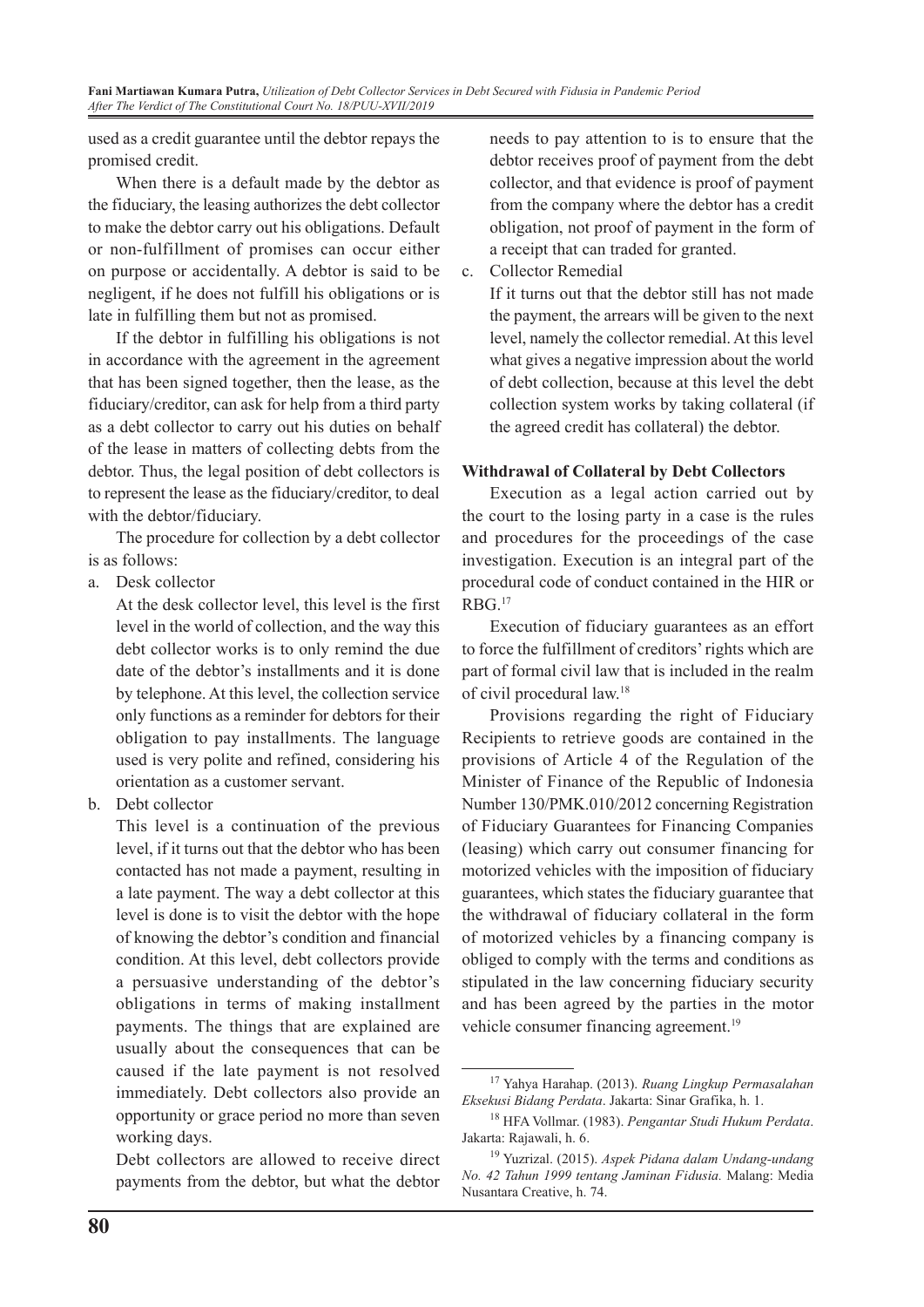used as a credit guarantee until the debtor repays the promised credit.

When there is a default made by the debtor as the fiduciary, the leasing authorizes the debt collector to make the debtor carry out his obligations. Default or non-fulfillment of promises can occur either on purpose or accidentally. A debtor is said to be negligent, if he does not fulfill his obligations or is late in fulfilling them but not as promised.

If the debtor in fulfilling his obligations is not in accordance with the agreement in the agreement that has been signed together, then the lease, as the fiduciary/creditor, can ask for help from a third party as a debt collector to carry out his duties on behalf of the lease in matters of collecting debts from the debtor. Thus, the legal position of debt collectors is to represent the lease as the fiduciary/creditor, to deal with the debtor/fiduciary.

The procedure for collection by a debt collector is as follows:

a. Desk collector

   At the desk collector level, this level is the first level in the world of collection, and the way this debt collector works is to only remind the due date of the debtor's installments and it is done by telephone. At this level, the collection service only functions as a reminder for debtors for their obligation to pay installments. The language used is very polite and refined, considering his orientation as a customer servant.

b. Debt collector

   This level is a continuation of the previous level, if it turns out that the debtor who has been contacted has not made a payment, resulting in a late payment. The way a debt collector at this level is done is to visit the debtor with the hope of knowing the debtor's condition and financial condition. At this level, debt collectors provide a persuasive understanding of the debtor's obligations in terms of making installment payments. The things that are explained are usually about the consequences that can be caused if the late payment is not resolved immediately. Debt collectors also provide an opportunity or grace period no more than seven working days.

   Debt collectors are allowed to receive direct payments from the debtor, but what the debtor needs to pay attention to is to ensure that the debtor receives proof of payment from the debt collector, and that evidence is proof of payment from the company where the debtor has a credit obligation, not proof of payment in the form of a receipt that can traded for granted.

c. Collector Remedial

   If it turns out that the debtor still has not made the payment, the arrears will be given to the next level, namely the collector remedial. At this level what gives a negative impression about the world of debt collection, because at this level the debt collection system works by taking collateral (if the agreed credit has collateral) the debtor.

**Withdrawal of Collateral by Debt Collectors**

Execution as a legal action carried out by the court to the losing party in a case is the rules and procedures for the proceedings of the case investigation. Execution is an integral part of the procedural code of conduct contained in the HIR or RBG.[17]

Execution of fiduciary guarantees as an effort to force the fulfillment of creditors' rights which are part of formal civil law that is included in the realm of civil procedural law.[18]

Provisions regarding the right of Fiduciary Recipients to retrieve goods are contained in the provisions of Article 4 of the Regulation of the Minister of Finance of the Republic of Indonesia Number 130/PMK.010/2012 concerning Registration of Fiduciary Guarantees for Financing Companies (leasing) which carry out consumer financing for motorized vehicles with the imposition of fiduciary guarantees, which states the fiduciary guarantee that the withdrawal of fiduciary collateral in the form of motorized vehicles by a financing company is obliged to comply with the terms and conditions as stipulated in the law concerning fiduciary security and has been agreed by the parties in the motor vehicle consumer financing agreement.[19]

---

[17] Yahya Harahap. (2013). *Ruang Lingkup Permasalahan Eksekusi Bidang Perdata*. Jakarta: Sinar Grafika, h. 1.

[18] HFA Vollmar. (1983). *Pengantar Studi Hukum Perdata*. Jakarta: Rajawali, h. 6.

[19] Yuzrizal. (2015). *Aspek Pidana dalam Undang-undang No. 42 Tahun 1999 tentang Jaminan Fidusia.* Malang: Media Nusantara Creative, h. 74.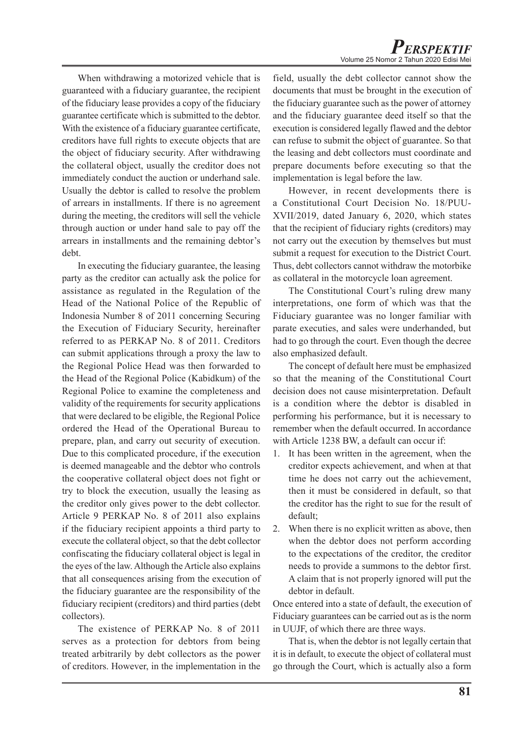When withdrawing a motorized vehicle that is guaranteed with a fiduciary guarantee, the recipient of the fiduciary lease provides a copy of the fiduciary guarantee certificate which is submitted to the debtor. With the existence of a fiduciary guarantee certificate, creditors have full rights to execute objects that are the object of fiduciary security. After withdrawing the collateral object, usually the creditor does not immediately conduct the auction or underhand sale. Usually the debtor is called to resolve the problem of arrears in installments. If there is no agreement during the meeting, the creditors will sell the vehicle through auction or under hand sale to pay off the arrears in installments and the remaining debtor's debt.

In executing the fiduciary guarantee, the leasing party as the creditor can actually ask the police for assistance as regulated in the Regulation of the Head of the National Police of the Republic of Indonesia Number 8 of 2011 concerning Securing the Execution of Fiduciary Security, hereinafter referred to as PERKAP No. 8 of 2011. Creditors can submit applications through a proxy the law to the Regional Police Head was then forwarded to the Head of the Regional Police (Kabidkum) of the Regional Police to examine the completeness and validity of the requirements for security applications that were declared to be eligible, the Regional Police ordered the Head of the Operational Bureau to prepare, plan, and carry out security of execution. Due to this complicated procedure, if the execution is deemed manageable and the debtor who controls the cooperative collateral object does not fight or try to block the execution, usually the leasing as the creditor only gives power to the debt collector. Article 9 PERKAP No. 8 of 2011 also explains if the fiduciary recipient appoints a third party to execute the collateral object, so that the debt collector confiscating the fiduciary collateral object is legal in the eyes of the law. Although the Article also explains that all consequences arising from the execution of the fiduciary guarantee are the responsibility of the fiduciary recipient (creditors) and third parties (debt collectors).

The existence of PERKAP No. 8 of 2011 serves as a protection for debtors from being treated arbitrarily by debt collectors as the power of creditors. However, in the implementation in the field, usually the debt collector cannot show the documents that must be brought in the execution of the fiduciary guarantee such as the power of attorney and the fiduciary guarantee deed itself so that the execution is considered legally flawed and the debtor can refuse to submit the object of guarantee. So that the leasing and debt collectors must coordinate and prepare documents before executing so that the implementation is legal before the law.

However, in recent developments there is a Constitutional Court Decision No. 18/PUU-XVII/2019, dated January 6, 2020, which states that the recipient of fiduciary rights (creditors) may not carry out the execution by themselves but must submit a request for execution to the District Court. Thus, debt collectors cannot withdraw the motorbike as collateral in the motorcycle loan agreement.

The Constitutional Court's ruling drew many interpretations, one form of which was that the Fiduciary guarantee was no longer familiar with parate executies, and sales were underhanded, but had to go through the court. Even though the decree also emphasized default.

The concept of default here must be emphasized so that the meaning of the Constitutional Court decision does not cause misinterpretation. Default is a condition where the debtor is disabled in performing his performance, but it is necessary to remember when the default occurred. In accordance with Article 1238 BW, a default can occur if:

1. It has been written in the agreement, when the creditor expects achievement, and when at that time he does not carry out the achievement, then it must be considered in default, so that the creditor has the right to sue for the result of default;
2. When there is no explicit written as above, then when the debtor does not perform according to the expectations of the creditor, the creditor needs to provide a summons to the debtor first. A claim that is not properly ignored will put the debtor in default.

Once entered into a state of default, the execution of Fiduciary guarantees can be carried out as is the norm in UUJF, of which there are three ways.

That is, when the debtor is not legally certain that it is in default, to execute the object of collateral must go through the Court, which is actually also a form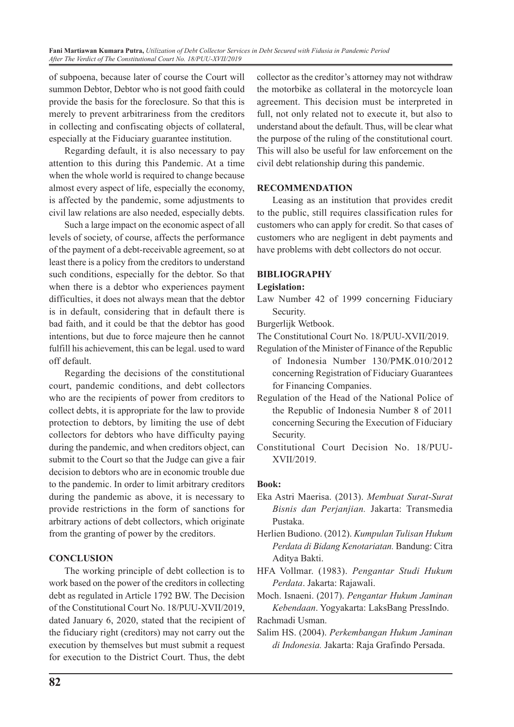of subpoena, because later of course the Court will summon Debtor, Debtor who is not good faith could provide the basis for the foreclosure. So that this is merely to prevent arbitrariness from the creditors in collecting and confiscating objects of collateral, especially at the Fiduciary guarantee institution.

Regarding default, it is also necessary to pay attention to this during this Pandemic. At a time when the whole world is required to change because almost every aspect of life, especially the economy, is affected by the pandemic, some adjustments to civil law relations are also needed, especially debts.

Such a large impact on the economic aspect of all levels of society, of course, affects the performance of the payment of a debt-receivable agreement, so at least there is a policy from the creditors to understand such conditions, especially for the debtor. So that when there is a debtor who experiences payment difficulties, it does not always mean that the debtor is in default, considering that in default there is bad faith, and it could be that the debtor has good intentions, but due to force majeure then he cannot fulfill his achievement, this can be legal. used to ward off default.

Regarding the decisions of the constitutional court, pandemic conditions, and debt collectors who are the recipients of power from creditors to collect debts, it is appropriate for the law to provide protection to debtors, by limiting the use of debt collectors for debtors who have difficulty paying during the pandemic, and when creditors object, can submit to the Court so that the Judge can give a fair decision to debtors who are in economic trouble due to the pandemic. In order to limit arbitrary creditors during the pandemic as above, it is necessary to provide restrictions in the form of sanctions for arbitrary actions of debt collectors, which originate from the granting of power by the creditors.

## CONCLUSION

The working principle of debt collection is to work based on the power of the creditors in collecting debt as regulated in Article 1792 BW. The Decision of the Constitutional Court No. 18/PUU-XVII/2019, dated January 6, 2020, stated that the recipient of the fiduciary right (creditors) may not carry out the execution by themselves but must submit a request for execution to the District Court. Thus, the debt collector as the creditor's attorney may not withdraw the motorbike as collateral in the motorcycle loan agreement. This decision must be interpreted in full, not only related not to execute it, but also to understand about the default. Thus, will be clear what the purpose of the ruling of the constitutional court. This will also be useful for law enforcement on the civil debt relationship during this pandemic.

## RECOMMENDATION

Leasing as an institution that provides credit to the public, still requires classification rules for customers who can apply for credit. So that cases of customers who are negligent in debt payments and have problems with debt collectors do not occur.

## BIBLIOGRAPHY

**Legislation:**

Law Number 42 of 1999 concerning Fiduciary Security.

Burgerlijk Wetbook.

The Constitutional Court No. 18/PUU-XVII/2019.

Regulation of the Minister of Finance of the Republic of Indonesia Number 130/PMK.010/2012 concerning Registration of Fiduciary Guarantees for Financing Companies.

Regulation of the Head of the National Police of the Republic of Indonesia Number 8 of 2011 concerning Securing the Execution of Fiduciary Security.

Constitutional Court Decision No. 18/PUU-XVII/2019.

**Book:**

Eka Astri Maerisa. (2013). *Membuat Surat-Surat Bisnis dan Perjanjian.* Jakarta: Transmedia Pustaka.

Herlien Budiono. (2012). *Kumpulan Tulisan Hukum Perdata di Bidang Kenotariatan.* Bandung: Citra Aditya Bakti.

HFA Vollmar. (1983). *Pengantar Studi Hukum Perdata*. Jakarta: Rajawali.

Moch. Isnaeni. (2017). *Pengantar Hukum Jaminan Kebendaan*. Yogyakarta: LaksBang PressIndo.

Rachmadi Usman.

Salim HS. (2004). *Perkembangan Hukum Jaminan di Indonesia.* Jakarta: Raja Grafindo Persada.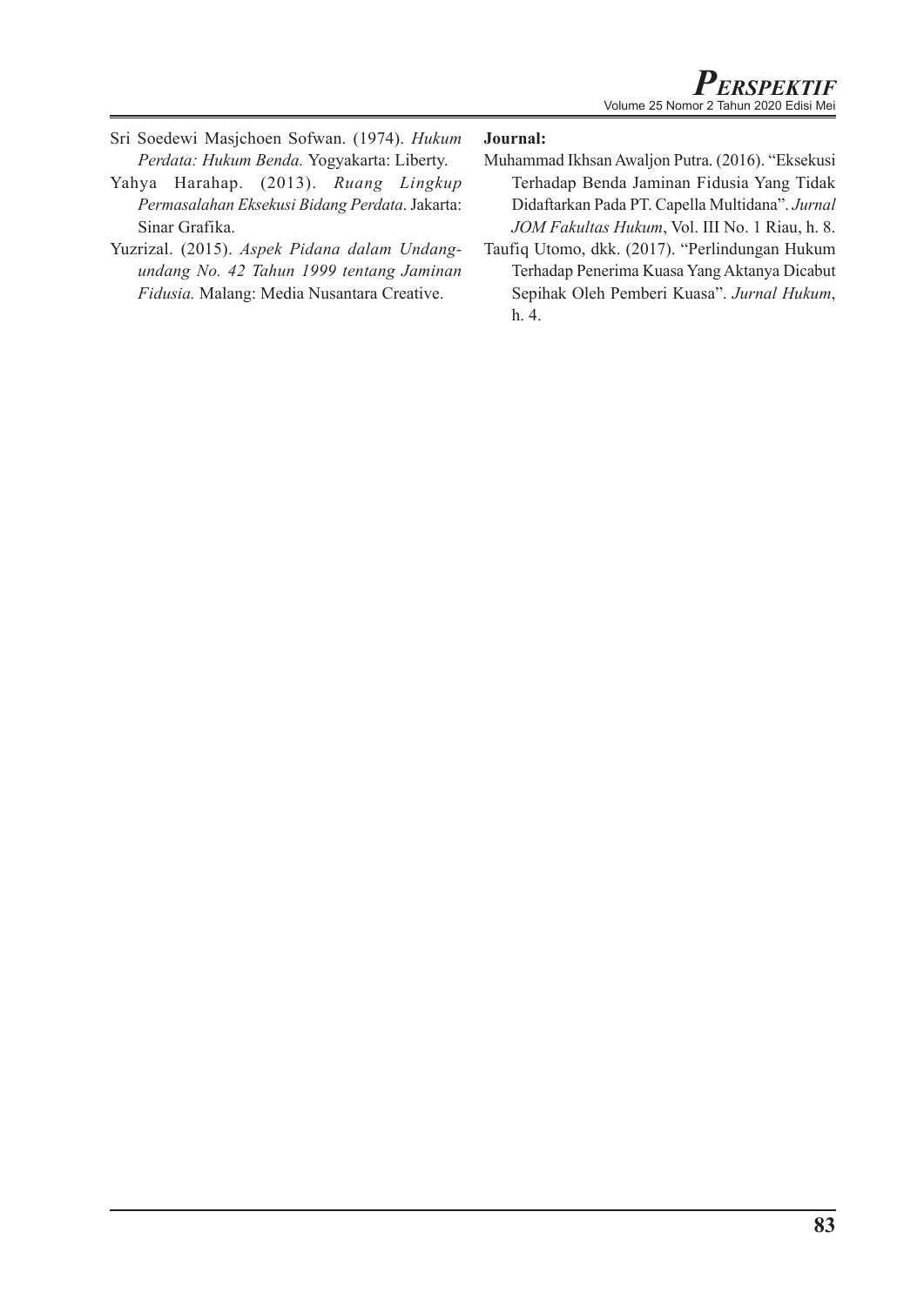Sri Soedewi Masjchoen Sofwan. (1974). *Hukum Perdata: Hukum Benda.* Yogyakarta: Liberty.

Yahya Harahap. (2013). *Ruang Lingkup Permasalahan Eksekusi Bidang Perdata*. Jakarta: Sinar Grafika.

Yuzrizal. (2015). *Aspek Pidana dalam Undang-undang No. 42 Tahun 1999 tentang Jaminan Fidusia.* Malang: Media Nusantara Creative.

**Journal:**

Muhammad Ikhsan Awaljon Putra. (2016). "Eksekusi Terhadap Benda Jaminan Fidusia Yang Tidak Didaftarkan Pada PT. Capella Multidana". *Jurnal JOM Fakultas Hukum*, Vol. III No. 1 Riau, h. 8.

Taufiq Utomo, dkk. (2017). "Perlindungan Hukum Terhadap Penerima Kuasa Yang Aktanya Dicabut Sepihak Oleh Pemberi Kuasa". *Jurnal Hukum*, h. 4.